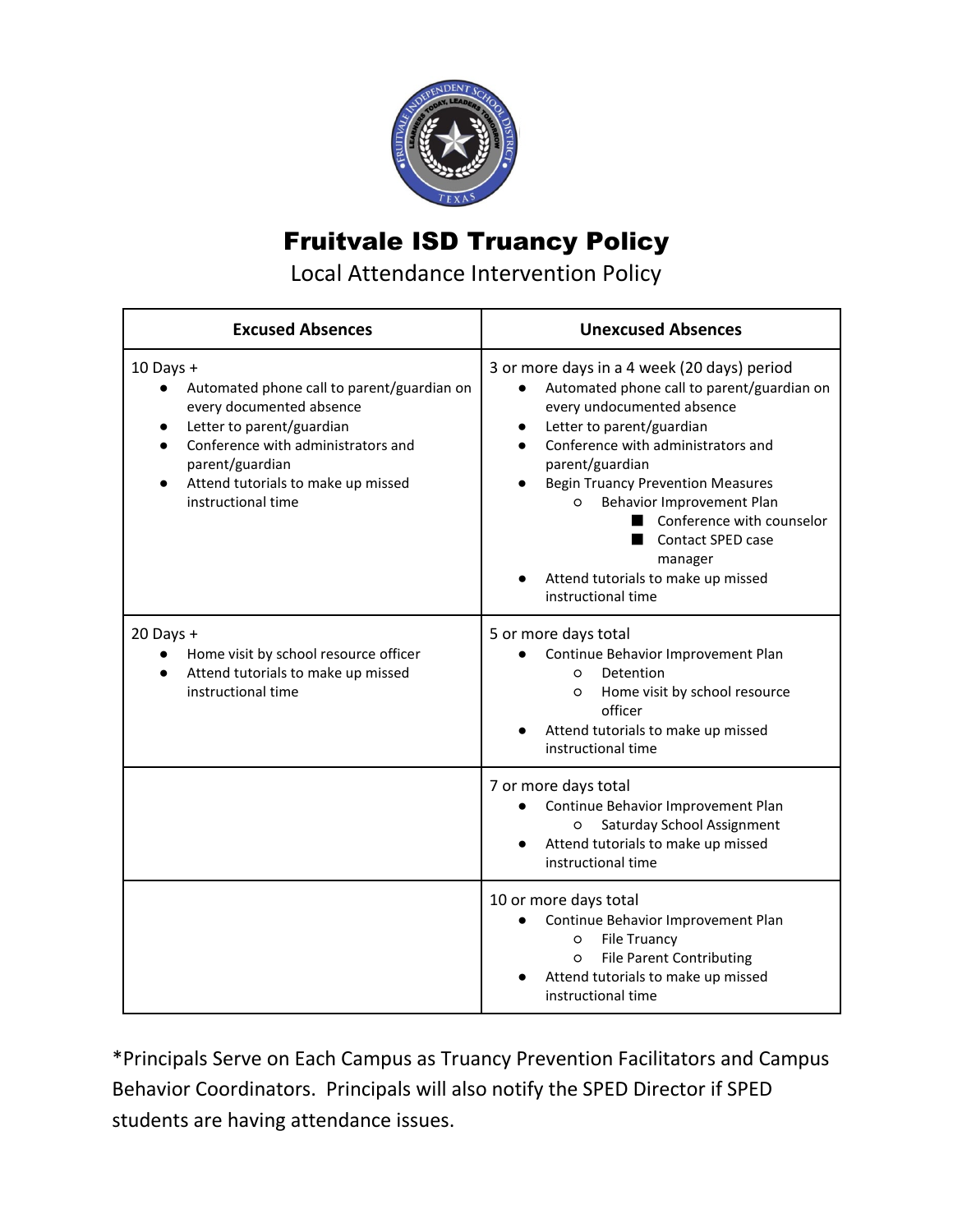# Fruitvale ISD Truancy Policy

Local Attendance Intervention Policy

| Excused Absences | Unexcused Absences |
| --- | --- |
| 10 Days +<br>● Automated phone call to parent/guardian on every documented absence<br>● Letter to parent/guardian<br>● Conference with administrators and parent/guardian<br>● Attend tutorials to make up missed instructional time | 3 or more days in a 4 week (20 days) period<br>● Automated phone call to parent/guardian on every undocumented absence<br>● Letter to parent/guardian<br>● Conference with administrators and parent/guardian<br>● Begin Truancy Prevention Measures<br>○ Behavior Improvement Plan<br>■ Conference with counselor<br>■ Contact SPED case manager<br>● Attend tutorials to make up missed instructional time |
| 20 Days +<br>● Home visit by school resource officer<br>● Attend tutorials to make up missed instructional time | 5 or more days total<br>● Continue Behavior Improvement Plan<br>○ Detention<br>○ Home visit by school resource officer<br>● Attend tutorials to make up missed instructional time |
| | 7 or more days total<br>● Continue Behavior Improvement Plan<br>○ Saturday School Assignment<br>● Attend tutorials to make up missed instructional time |
| | 10 or more days total<br>● Continue Behavior Improvement Plan<br>○ File Truancy<br>○ File Parent Contributing<br>● Attend tutorials to make up missed instructional time |

*Principals Serve on Each Campus as Truancy Prevention Facilitators and Campus Behavior Coordinators. Principals will also notify the SPED Director if SPED students are having attendance issues.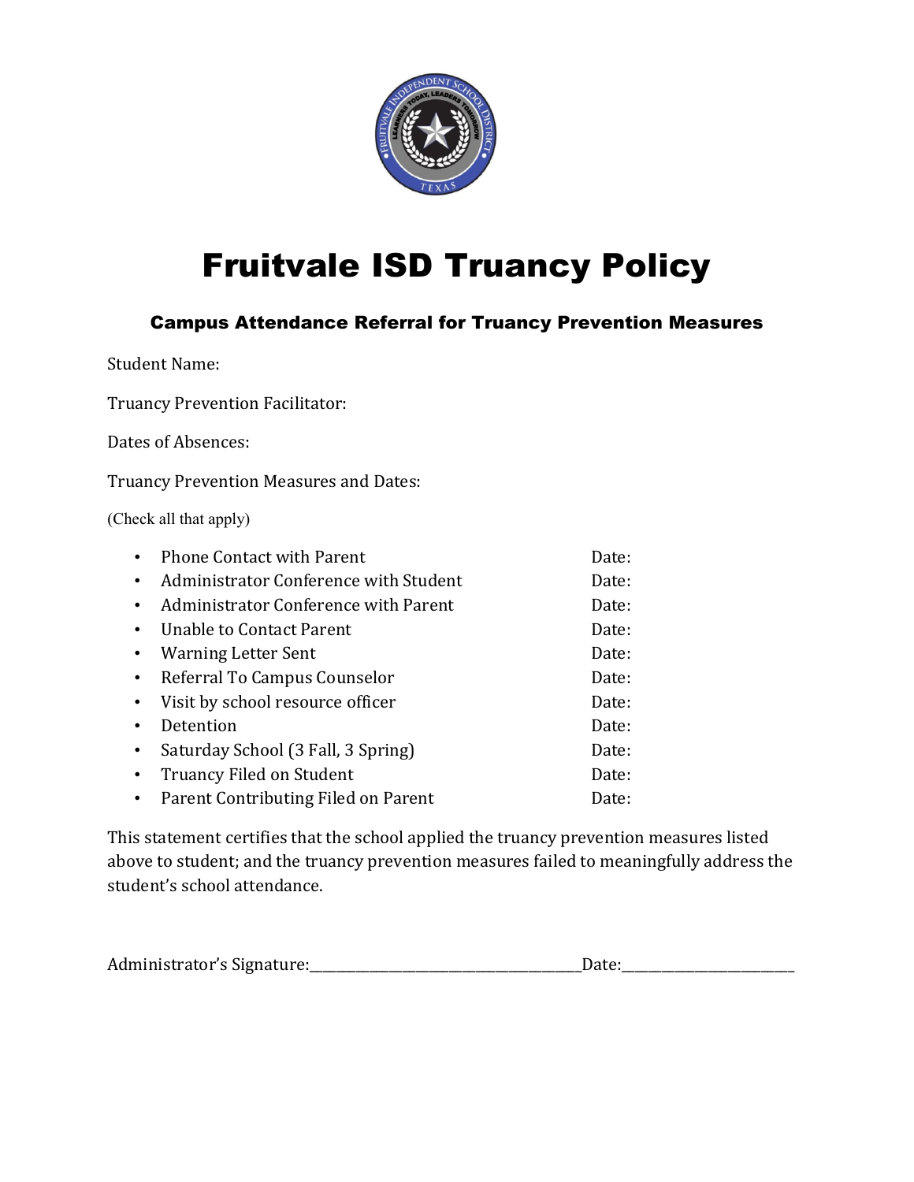# Fruitvale ISD Truancy Policy

### Campus Attendance Referral for Truancy Prevention Measures

Student Name:

Truancy Prevention Facilitator:

Dates of Absences:

Truancy Prevention Measures and Dates:

(Check all that apply)

- Phone Contact with Parent Date:
- Administrator Conference with Student Date:
- Administrator Conference with Parent Date:
- Unable to Contact Parent Date:
- Warning Letter Sent Date:
- Referral To Campus Counselor Date:
- Visit by school resource officer Date:
- Detention Date:
- Saturday School (3 Fall, 3 Spring) Date:
- Truancy Filed on Student Date:
- Parent Contributing Filed on Parent Date:

This statement certifies that the school applied the truancy prevention measures listed above to student; and the truancy prevention measures failed to meaningfully address the student's school attendance.

Administrator's Signature:________________________________________Date:__________________________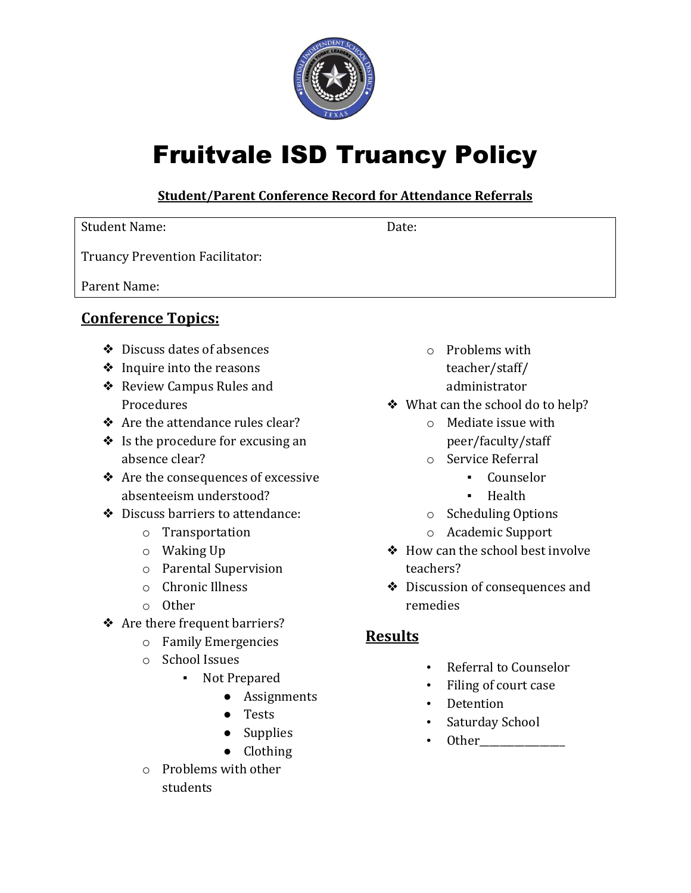# Fruitvale ISD Truancy Policy

**Student/Parent Conference Record for Attendance Referrals**

| | |
|---|---|
| Student Name: | Date: |
| Truancy Prevention Facilitator: | |
| Parent Name: | |

## Conference Topics:

- Discuss dates of absences
- Inquire into the reasons
- Review Campus Rules and Procedures
- Are the attendance rules clear?
- Is the procedure for excusing an absence clear?
- Are the consequences of excessive absenteeism understood?
- Discuss barriers to attendance:
  - Transportation
  - Waking Up
  - Parental Supervision
  - Chronic Illness
  - Other
- Are there frequent barriers?
  - Family Emergencies
  - School Issues
    - Not Prepared
      - Assignments
      - Tests
      - Supplies
      - Clothing
  - Problems with other students
  - Problems with teacher/staff/ administrator
- What can the school do to help?
  - Mediate issue with peer/faculty/staff
  - Service Referral
    - Counselor
    - Health
  - Scheduling Options
  - Academic Support
- How can the school best involve teachers?
- Discussion of consequences and remedies

## Results

- Referral to Counselor
- Filing of court case
- Detention
- Saturday School
- Other________________